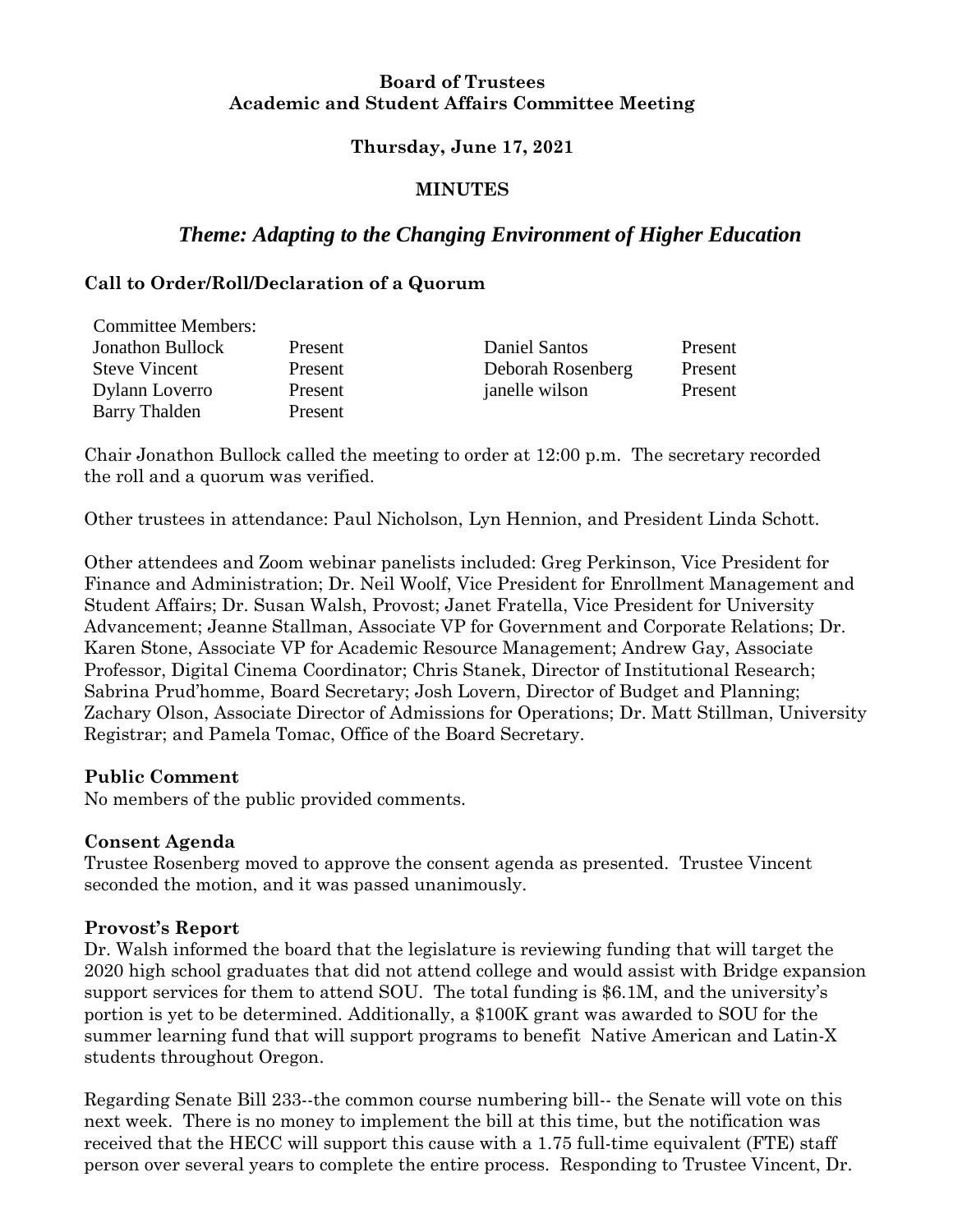**Board of Trustees**
**Academic and Student Affairs Committee Meeting**

**Thursday, June 17, 2021**

**MINUTES**

## *Theme: Adapting to the Changing Environment of Higher Education*

**Call to Order/Roll/Declaration of a Quorum**

| Committee Members: | | | |
|---|---|---|---|
| Jonathon Bullock | Present | Daniel Santos | Present |
| Steve Vincent | Present | Deborah Rosenberg | Present |
| Dylann Loverro | Present | janelle wilson | Present |
| Barry Thalden | Present | | |

Chair Jonathon Bullock called the meeting to order at 12:00 p.m. The secretary recorded the roll and a quorum was verified.

Other trustees in attendance: Paul Nicholson, Lyn Hennion, and President Linda Schott.

Other attendees and Zoom webinar panelists included: Greg Perkinson, Vice President for Finance and Administration; Dr. Neil Woolf, Vice President for Enrollment Management and Student Affairs; Dr. Susan Walsh, Provost; Janet Fratella, Vice President for University Advancement; Jeanne Stallman, Associate VP for Government and Corporate Relations; Dr. Karen Stone, Associate VP for Academic Resource Management; Andrew Gay, Associate Professor, Digital Cinema Coordinator; Chris Stanek, Director of Institutional Research; Sabrina Prud'homme, Board Secretary; Josh Lovern, Director of Budget and Planning; Zachary Olson, Associate Director of Admissions for Operations; Dr. Matt Stillman, University Registrar; and Pamela Tomac, Office of the Board Secretary.

**Public Comment**
No members of the public provided comments.

**Consent Agenda**
Trustee Rosenberg moved to approve the consent agenda as presented. Trustee Vincent seconded the motion, and it was passed unanimously.

**Provost's Report**
Dr. Walsh informed the board that the legislature is reviewing funding that will target the 2020 high school graduates that did not attend college and would assist with Bridge expansion support services for them to attend SOU. The total funding is $6.1M, and the university's portion is yet to be determined. Additionally, a $100K grant was awarded to SOU for the summer learning fund that will support programs to benefit Native American and Latin-X students throughout Oregon.

Regarding Senate Bill 233--the common course numbering bill-- the Senate will vote on this next week. There is no money to implement the bill at this time, but the notification was received that the HECC will support this cause with a 1.75 full-time equivalent (FTE) staff person over several years to complete the entire process. Responding to Trustee Vincent, Dr.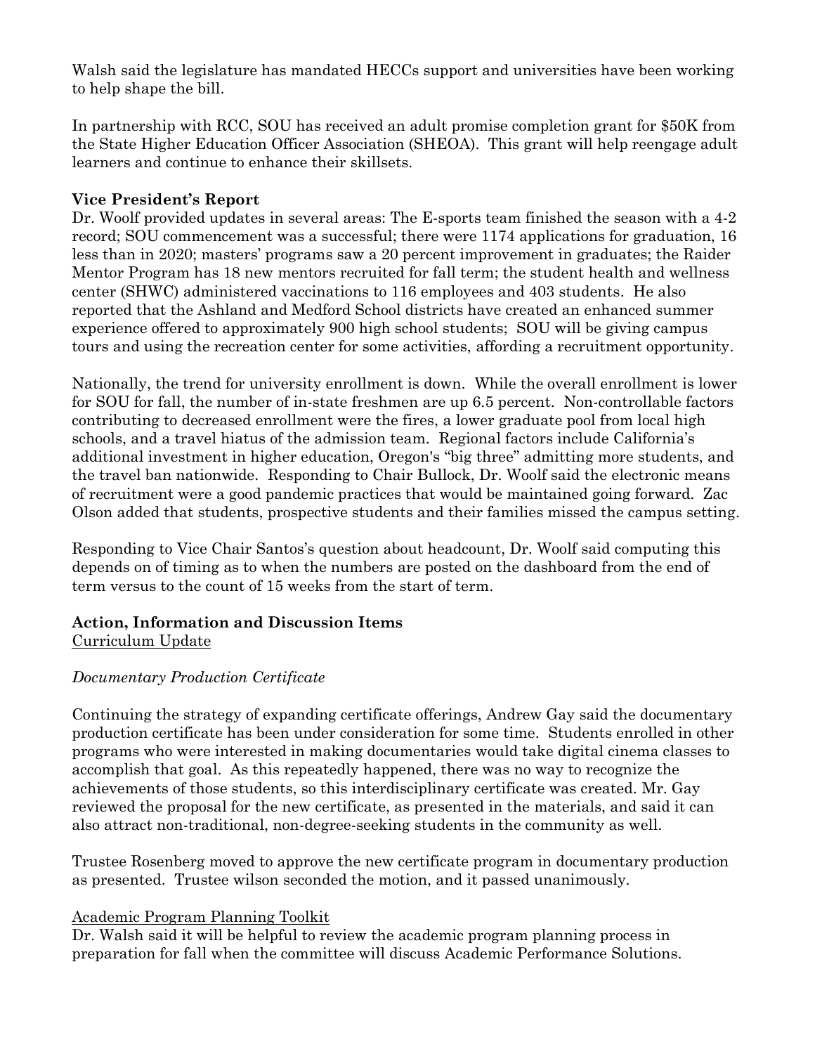Walsh said the legislature has mandated HECCs support and universities have been working to help shape the bill.

In partnership with RCC, SOU has received an adult promise completion grant for $50K from the State Higher Education Officer Association (SHEOA). This grant will help reengage adult learners and continue to enhance their skillsets.

**Vice President's Report**

Dr. Woolf provided updates in several areas: The E-sports team finished the season with a 4-2 record; SOU commencement was a successful; there were 1174 applications for graduation, 16 less than in 2020; masters' programs saw a 20 percent improvement in graduates; the Raider Mentor Program has 18 new mentors recruited for fall term; the student health and wellness center (SHWC) administered vaccinations to 116 employees and 403 students. He also reported that the Ashland and Medford School districts have created an enhanced summer experience offered to approximately 900 high school students; SOU will be giving campus tours and using the recreation center for some activities, affording a recruitment opportunity.

Nationally, the trend for university enrollment is down. While the overall enrollment is lower for SOU for fall, the number of in-state freshmen are up 6.5 percent. Non-controllable factors contributing to decreased enrollment were the fires, a lower graduate pool from local high schools, and a travel hiatus of the admission team. Regional factors include California's additional investment in higher education, Oregon's "big three" admitting more students, and the travel ban nationwide. Responding to Chair Bullock, Dr. Woolf said the electronic means of recruitment were a good pandemic practices that would be maintained going forward. Zac Olson added that students, prospective students and their families missed the campus setting.

Responding to Vice Chair Santos's question about headcount, Dr. Woolf said computing this depends on of timing as to when the numbers are posted on the dashboard from the end of term versus to the count of 15 weeks from the start of term.

**Action, Information and Discussion Items**

Curriculum Update

*Documentary Production Certificate*

Continuing the strategy of expanding certificate offerings, Andrew Gay said the documentary production certificate has been under consideration for some time. Students enrolled in other programs who were interested in making documentaries would take digital cinema classes to accomplish that goal. As this repeatedly happened, there was no way to recognize the achievements of those students, so this interdisciplinary certificate was created. Mr. Gay reviewed the proposal for the new certificate, as presented in the materials, and said it can also attract non-traditional, non-degree-seeking students in the community as well.

Trustee Rosenberg moved to approve the new certificate program in documentary production as presented. Trustee wilson seconded the motion, and it passed unanimously.

Academic Program Planning Toolkit

Dr. Walsh said it will be helpful to review the academic program planning process in preparation for fall when the committee will discuss Academic Performance Solutions.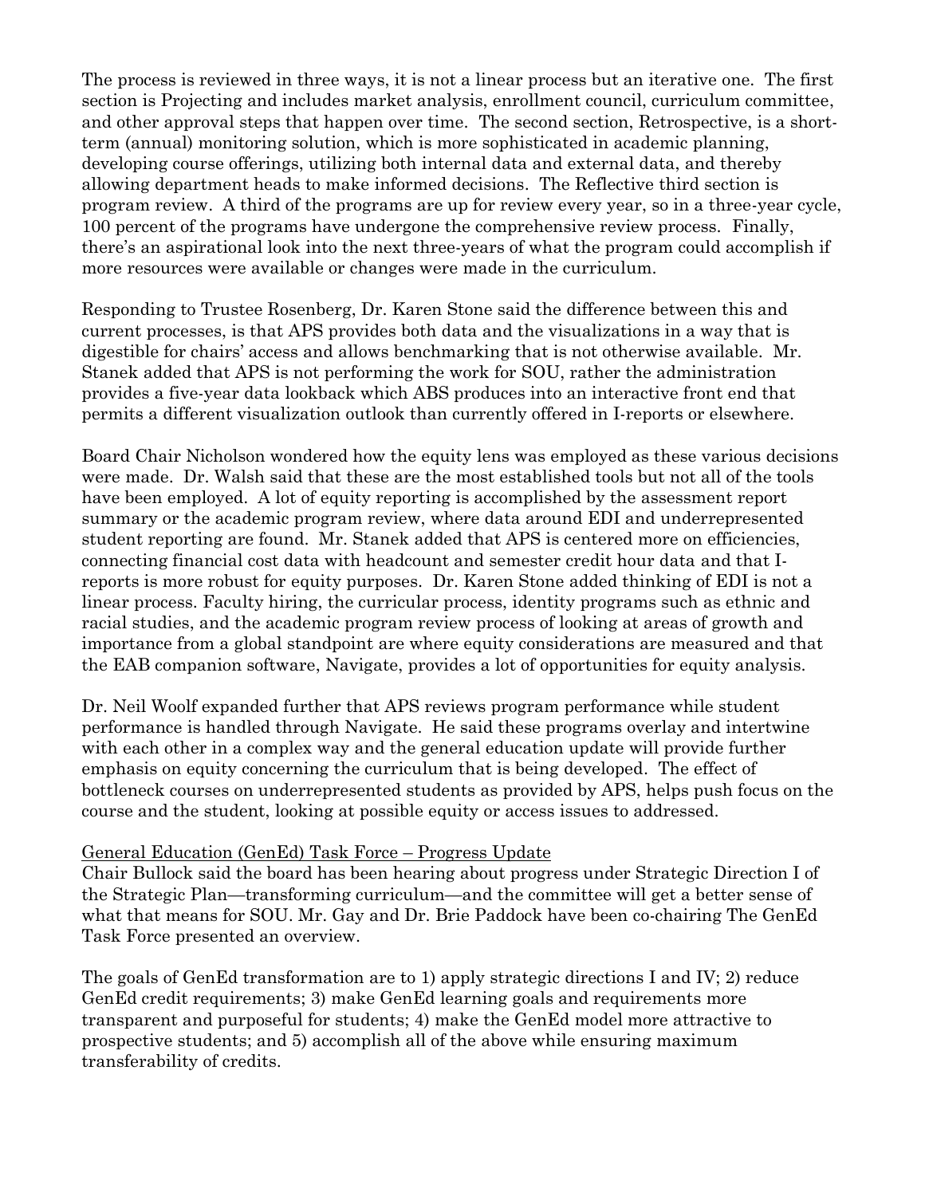The process is reviewed in three ways, it is not a linear process but an iterative one. The first section is Projecting and includes market analysis, enrollment council, curriculum committee, and other approval steps that happen over time. The second section, Retrospective, is a short-term (annual) monitoring solution, which is more sophisticated in academic planning, developing course offerings, utilizing both internal data and external data, and thereby allowing department heads to make informed decisions. The Reflective third section is program review. A third of the programs are up for review every year, so in a three-year cycle, 100 percent of the programs have undergone the comprehensive review process. Finally, there's an aspirational look into the next three-years of what the program could accomplish if more resources were available or changes were made in the curriculum.

Responding to Trustee Rosenberg, Dr. Karen Stone said the difference between this and current processes, is that APS provides both data and the visualizations in a way that is digestible for chairs' access and allows benchmarking that is not otherwise available. Mr. Stanek added that APS is not performing the work for SOU, rather the administration provides a five-year data lookback which ABS produces into an interactive front end that permits a different visualization outlook than currently offered in I-reports or elsewhere.

Board Chair Nicholson wondered how the equity lens was employed as these various decisions were made. Dr. Walsh said that these are the most established tools but not all of the tools have been employed. A lot of equity reporting is accomplished by the assessment report summary or the academic program review, where data around EDI and underrepresented student reporting are found. Mr. Stanek added that APS is centered more on efficiencies, connecting financial cost data with headcount and semester credit hour data and that I-reports is more robust for equity purposes. Dr. Karen Stone added thinking of EDI is not a linear process. Faculty hiring, the curricular process, identity programs such as ethnic and racial studies, and the academic program review process of looking at areas of growth and importance from a global standpoint are where equity considerations are measured and that the EAB companion software, Navigate, provides a lot of opportunities for equity analysis.

Dr. Neil Woolf expanded further that APS reviews program performance while student performance is handled through Navigate. He said these programs overlay and intertwine with each other in a complex way and the general education update will provide further emphasis on equity concerning the curriculum that is being developed. The effect of bottleneck courses on underrepresented students as provided by APS, helps push focus on the course and the student, looking at possible equity or access issues to addressed.

General Education (GenEd) Task Force – Progress Update

Chair Bullock said the board has been hearing about progress under Strategic Direction I of the Strategic Plan—transforming curriculum—and the committee will get a better sense of what that means for SOU. Mr. Gay and Dr. Brie Paddock have been co-chairing The GenEd Task Force presented an overview.

The goals of GenEd transformation are to 1) apply strategic directions I and IV; 2) reduce GenEd credit requirements; 3) make GenEd learning goals and requirements more transparent and purposeful for students; 4) make the GenEd model more attractive to prospective students; and 5) accomplish all of the above while ensuring maximum transferability of credits.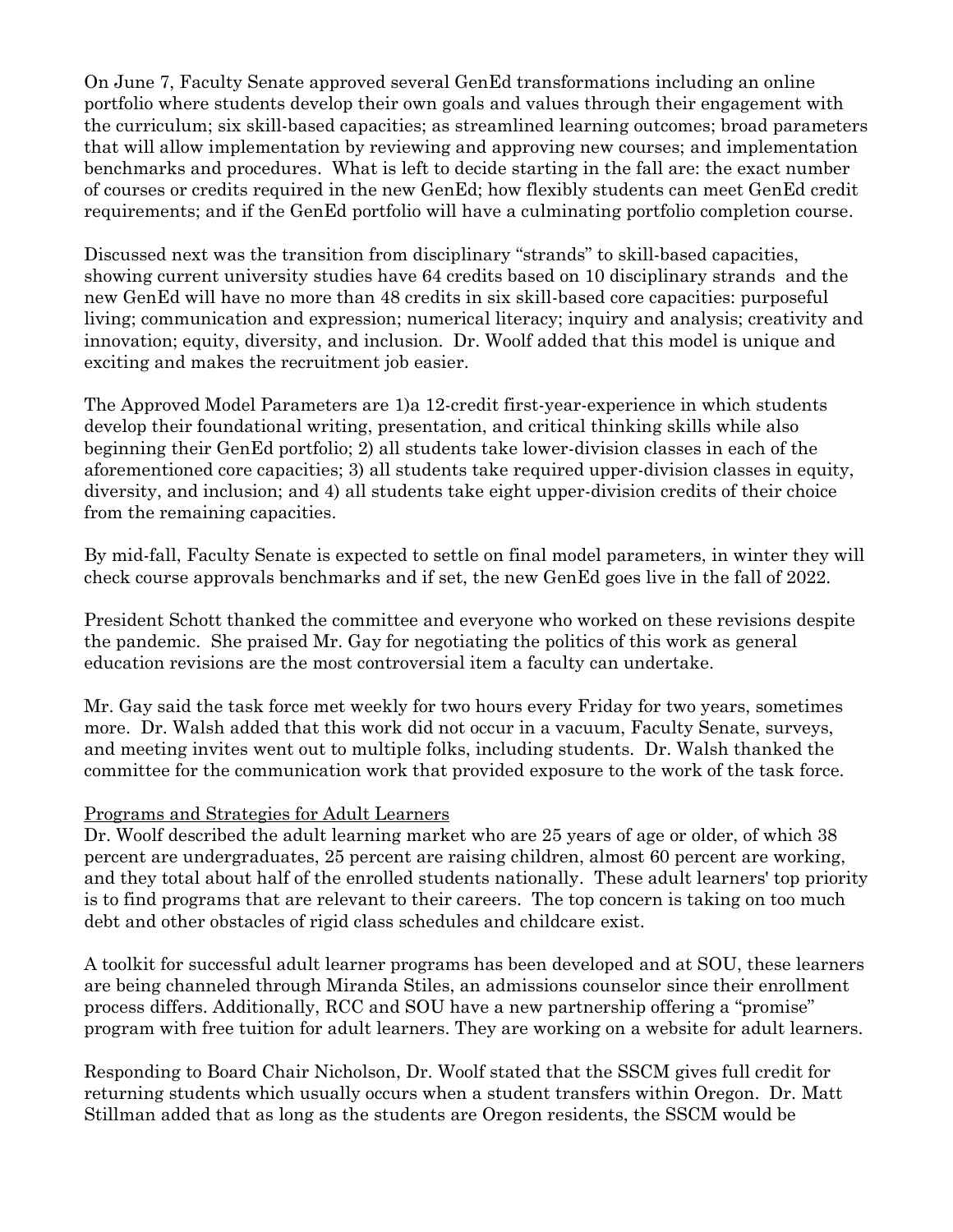On June 7, Faculty Senate approved several GenEd transformations including an online portfolio where students develop their own goals and values through their engagement with the curriculum; six skill-based capacities; as streamlined learning outcomes; broad parameters that will allow implementation by reviewing and approving new courses; and implementation benchmarks and procedures. What is left to decide starting in the fall are: the exact number of courses or credits required in the new GenEd; how flexibly students can meet GenEd credit requirements; and if the GenEd portfolio will have a culminating portfolio completion course.

Discussed next was the transition from disciplinary "strands" to skill-based capacities, showing current university studies have 64 credits based on 10 disciplinary strands and the new GenEd will have no more than 48 credits in six skill-based core capacities: purposeful living; communication and expression; numerical literacy; inquiry and analysis; creativity and innovation; equity, diversity, and inclusion. Dr. Woolf added that this model is unique and exciting and makes the recruitment job easier.

The Approved Model Parameters are 1)a 12-credit first-year-experience in which students develop their foundational writing, presentation, and critical thinking skills while also beginning their GenEd portfolio; 2) all students take lower-division classes in each of the aforementioned core capacities; 3) all students take required upper-division classes in equity, diversity, and inclusion; and 4) all students take eight upper-division credits of their choice from the remaining capacities.

By mid-fall, Faculty Senate is expected to settle on final model parameters, in winter they will check course approvals benchmarks and if set, the new GenEd goes live in the fall of 2022.

President Schott thanked the committee and everyone who worked on these revisions despite the pandemic. She praised Mr. Gay for negotiating the politics of this work as general education revisions are the most controversial item a faculty can undertake.

Mr. Gay said the task force met weekly for two hours every Friday for two years, sometimes more. Dr. Walsh added that this work did not occur in a vacuum, Faculty Senate, surveys, and meeting invites went out to multiple folks, including students. Dr. Walsh thanked the committee for the communication work that provided exposure to the work of the task force.

Programs and Strategies for Adult Learners

Dr. Woolf described the adult learning market who are 25 years of age or older, of which 38 percent are undergraduates, 25 percent are raising children, almost 60 percent are working, and they total about half of the enrolled students nationally. These adult learners' top priority is to find programs that are relevant to their careers. The top concern is taking on too much debt and other obstacles of rigid class schedules and childcare exist.

A toolkit for successful adult learner programs has been developed and at SOU, these learners are being channeled through Miranda Stiles, an admissions counselor since their enrollment process differs. Additionally, RCC and SOU have a new partnership offering a "promise" program with free tuition for adult learners. They are working on a website for adult learners.

Responding to Board Chair Nicholson, Dr. Woolf stated that the SSCM gives full credit for returning students which usually occurs when a student transfers within Oregon. Dr. Matt Stillman added that as long as the students are Oregon residents, the SSCM would be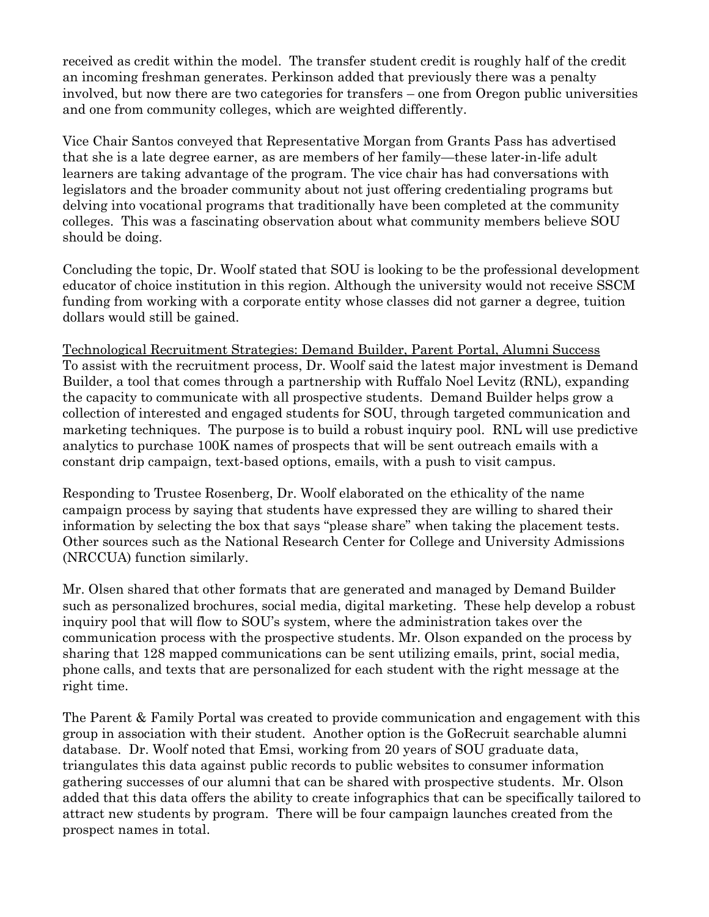received as credit within the model. The transfer student credit is roughly half of the credit an incoming freshman generates. Perkinson added that previously there was a penalty involved, but now there are two categories for transfers – one from Oregon public universities and one from community colleges, which are weighted differently.

Vice Chair Santos conveyed that Representative Morgan from Grants Pass has advertised that she is a late degree earner, as are members of her family—these later-in-life adult learners are taking advantage of the program. The vice chair has had conversations with legislators and the broader community about not just offering credentialing programs but delving into vocational programs that traditionally have been completed at the community colleges. This was a fascinating observation about what community members believe SOU should be doing.

Concluding the topic, Dr. Woolf stated that SOU is looking to be the professional development educator of choice institution in this region. Although the university would not receive SSCM funding from working with a corporate entity whose classes did not garner a degree, tuition dollars would still be gained.

<u>Technological Recruitment Strategies: Demand Builder, Parent Portal, Alumni Success</u>
To assist with the recruitment process, Dr. Woolf said the latest major investment is Demand Builder, a tool that comes through a partnership with Ruffalo Noel Levitz (RNL), expanding the capacity to communicate with all prospective students. Demand Builder helps grow a collection of interested and engaged students for SOU, through targeted communication and marketing techniques. The purpose is to build a robust inquiry pool. RNL will use predictive analytics to purchase 100K names of prospects that will be sent outreach emails with a constant drip campaign, text-based options, emails, with a push to visit campus.

Responding to Trustee Rosenberg, Dr. Woolf elaborated on the ethicality of the name campaign process by saying that students have expressed they are willing to shared their information by selecting the box that says "please share" when taking the placement tests. Other sources such as the National Research Center for College and University Admissions (NRCCUA) function similarly.

Mr. Olsen shared that other formats that are generated and managed by Demand Builder such as personalized brochures, social media, digital marketing. These help develop a robust inquiry pool that will flow to SOU's system, where the administration takes over the communication process with the prospective students. Mr. Olson expanded on the process by sharing that 128 mapped communications can be sent utilizing emails, print, social media, phone calls, and texts that are personalized for each student with the right message at the right time.

The Parent & Family Portal was created to provide communication and engagement with this group in association with their student. Another option is the GoRecruit searchable alumni database. Dr. Woolf noted that Emsi, working from 20 years of SOU graduate data, triangulates this data against public records to public websites to consumer information gathering successes of our alumni that can be shared with prospective students. Mr. Olson added that this data offers the ability to create infographics that can be specifically tailored to attract new students by program. There will be four campaign launches created from the prospect names in total.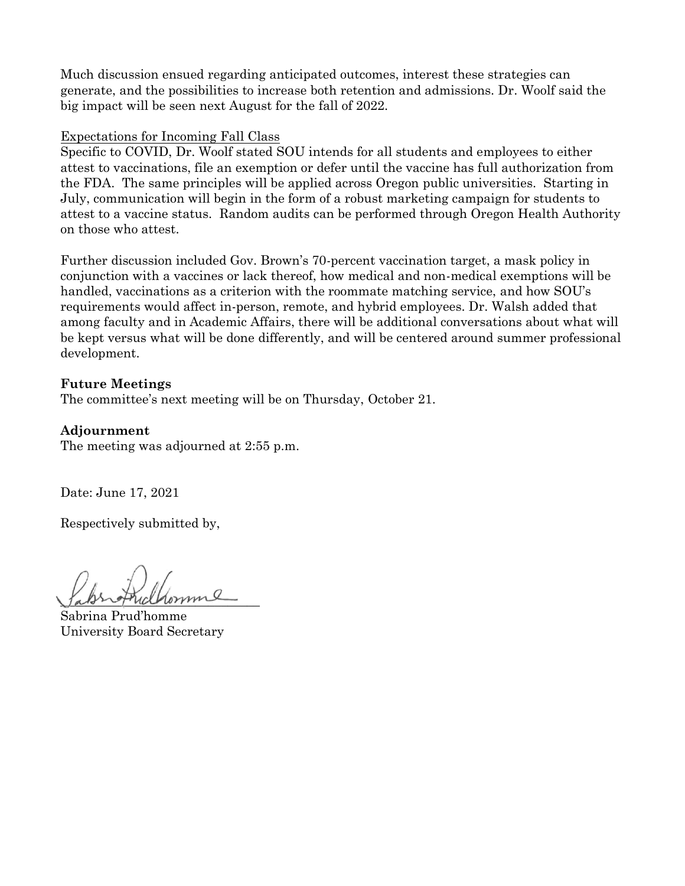Much discussion ensued regarding anticipated outcomes, interest these strategies can generate, and the possibilities to increase both retention and admissions. Dr. Woolf said the big impact will be seen next August for the fall of 2022.

<u>Expectations for Incoming Fall Class</u>

Specific to COVID, Dr. Woolf stated SOU intends for all students and employees to either attest to vaccinations, file an exemption or defer until the vaccine has full authorization from the FDA. The same principles will be applied across Oregon public universities. Starting in July, communication will begin in the form of a robust marketing campaign for students to attest to a vaccine status. Random audits can be performed through Oregon Health Authority on those who attest.

Further discussion included Gov. Brown's 70-percent vaccination target, a mask policy in conjunction with a vaccines or lack thereof, how medical and non-medical exemptions will be handled, vaccinations as a criterion with the roommate matching service, and how SOU's requirements would affect in-person, remote, and hybrid employees. Dr. Walsh added that among faculty and in Academic Affairs, there will be additional conversations about what will be kept versus what will be done differently, and will be centered around summer professional development.

**Future Meetings**

The committee's next meeting will be on Thursday, October 21.

**Adjournment**

The meeting was adjourned at 2:55 p.m.

Date: June 17, 2021

Respectively submitted by,

Sabrina Prud'homme
University Board Secretary